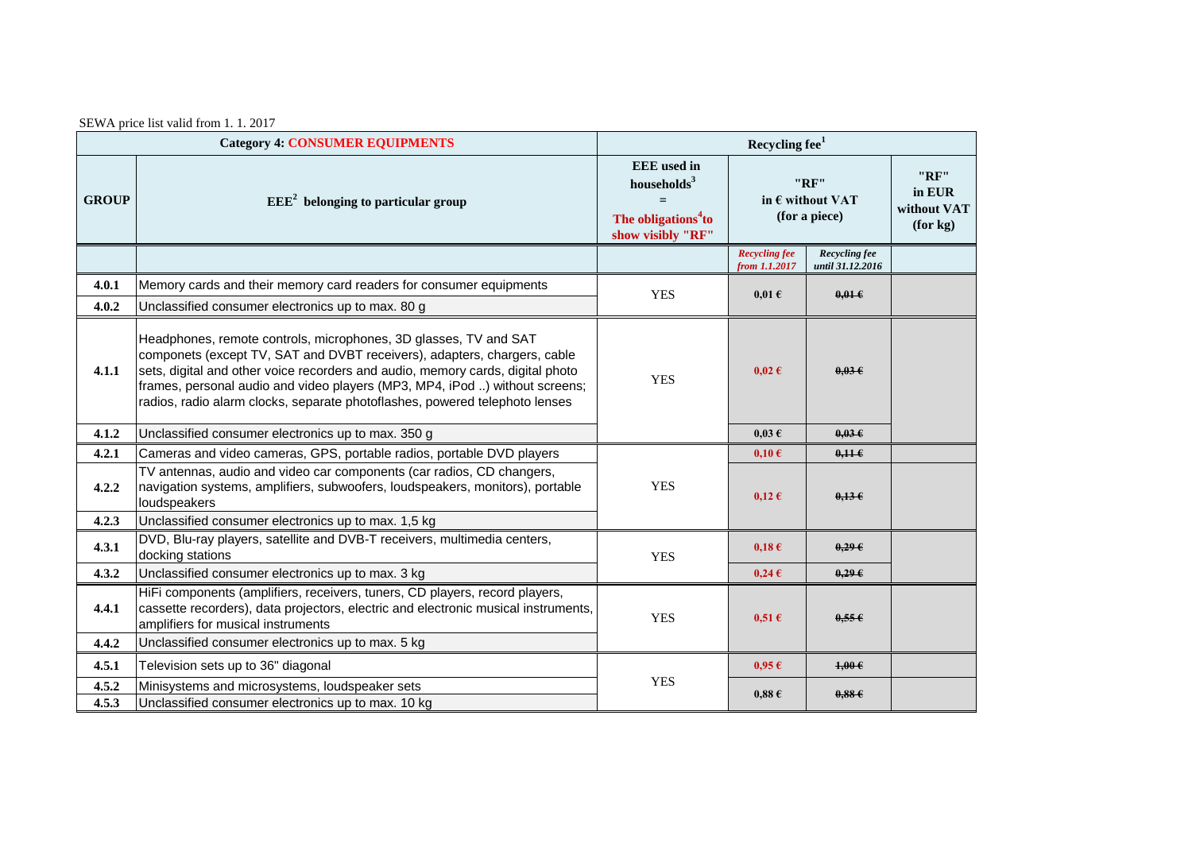SEWA price list valid from 1. 1. 2017

| Category 4: CONSUMER EQUIPMENTS | | Recycling fee[1] | | | |
|---|---|---|---|---|---|
| GROUP | EEE[2] belonging to particular group | EEE used in households[3] = The obligations[4] to show visibly "RF" | "RF" in € without VAT (for a piece) | | "RF" in EUR without VAT (for kg) |
| | | | *Recycling fee from 1.1.2017* | *Recycling fee until 31.12.2016* | |
| **4.0.1** | Memory cards and their memory card readers for consumer equipments | YES | 0,01 € | ~~0,01 €~~ | |
| **4.0.2** | Unclassified consumer electronics up to max. 80 g | | | | |
| **4.1.1** | Headphones, remote controls, microphones, 3D glasses, TV and SAT componets (except TV, SAT and DVBT receivers), adapters, chargers, cable sets, digital and other voice recorders and audio, memory cards, digital photo frames, personal audio and video players (MP3, MP4, iPod ..) without screens; radios, radio alarm clocks, separate photoflashes, powered telephoto lenses | YES | 0,02 € | ~~0,03 €~~ | |
| **4.1.2** | Unclassified consumer electronics up to max. 350 g | | 0,03 € | ~~0,03 €~~ | |
| **4.2.1** | Cameras and video cameras, GPS, portable radios, portable DVD players | YES | 0,10 € | ~~0,11 €~~ | |
| **4.2.2** | TV antennas, audio and video car components (car radios, CD changers, navigation systems, amplifiers, subwoofers, loudspeakers, monitors), portable loudspeakers | | 0,12 € | ~~0,13 €~~ | |
| **4.2.3** | Unclassified consumer electronics up to max. 1,5 kg | | | | |
| **4.3.1** | DVD, Blu-ray players, satellite and DVB-T receivers, multimedia centers, docking stations | YES | 0,18 € | ~~0,29 €~~ | |
| **4.3.2** | Unclassified consumer electronics up to max. 3 kg | | 0,24 € | ~~0,29 €~~ | |
| **4.4.1** | HiFi components (amplifiers, receivers, tuners, CD players, record players, cassette recorders), data projectors, electric and electronic musical instruments, amplifiers for musical instruments | YES | 0,51 € | ~~0,55 €~~ | |
| **4.4.2** | Unclassified consumer electronics up to max. 5 kg | | | | |
| **4.5.1** | Television sets up to 36" diagonal | YES | 0,95 € | ~~1,00 €~~ | |
| **4.5.2** | Minisystems and microsystems, loudspeaker sets | | 0,88 € | ~~0,88 €~~ | |
| **4.5.3** | Unclassified consumer electronics up to max. 10 kg | | | | |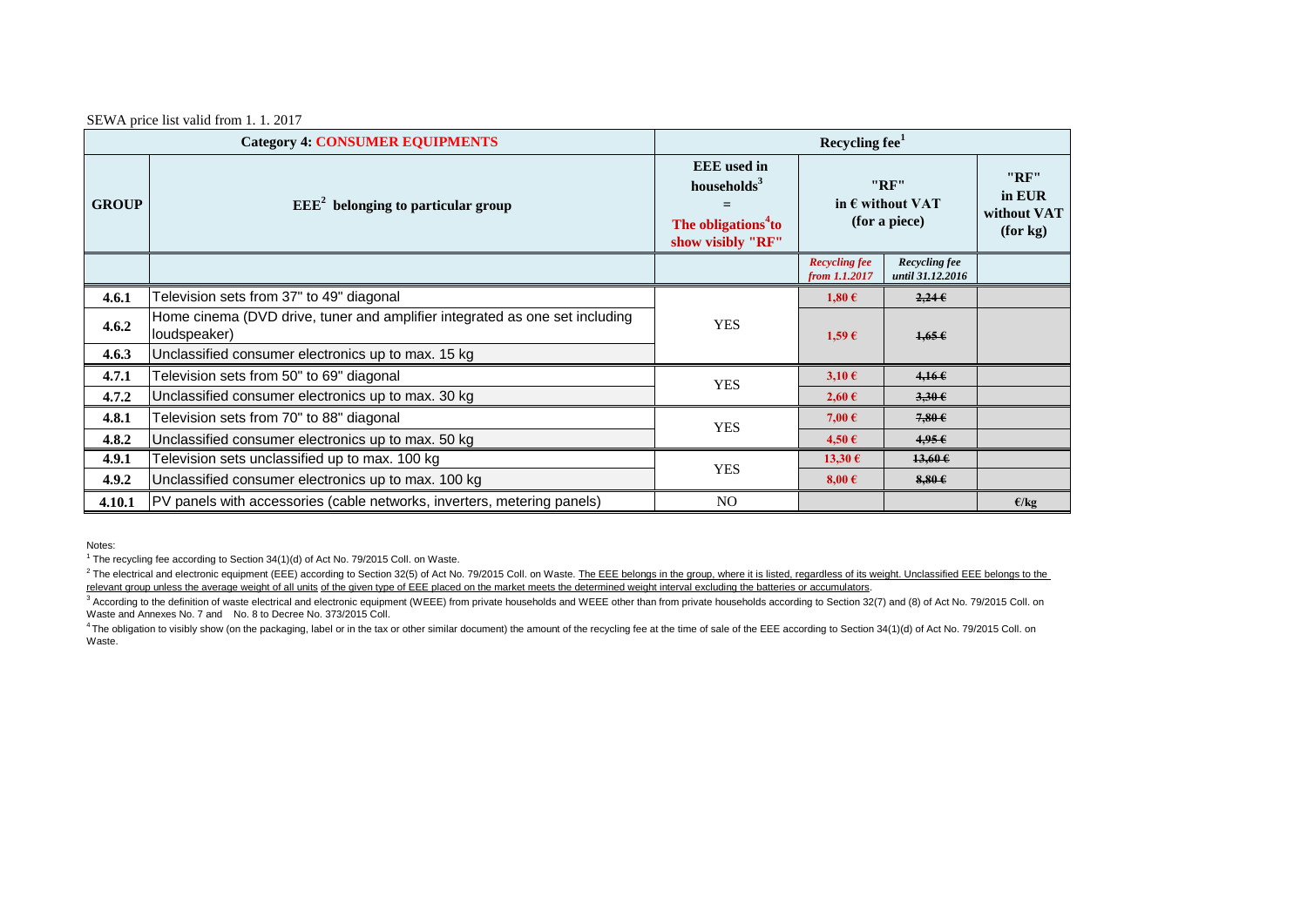SEWA price list valid from 1. 1. 2017

| Category 4: CONSUMER EQUIPMENTS | | Recycling fee[1] | | | |
|---|---|---|---|---|---|
| GROUP | EEE[2] belonging to particular group | EEE used in households[3] = The obligations[4] to show visibly "RF" | "RF" in € without VAT (for a piece) | | "RF" in EUR without VAT (for kg) |
| | | | *Recycling fee from 1.1.2017* | *Recycling fee until 31.12.2016* | |
| **4.6.1** | Television sets from 37" to 49" diagonal | YES | **1,80 €** | ~~2,24 €~~ | |
| **4.6.2** | Home cinema (DVD drive, tuner and amplifier integrated as one set including loudspeaker) | | **1,59 €** | ~~1,65 €~~ | |
| **4.6.3** | Unclassified consumer electronics up to max. 15 kg | | | | |
| **4.7.1** | Television sets from 50" to 69" diagonal | YES | **3,10 €** | ~~4,16 €~~ | |
| **4.7.2** | Unclassified consumer electronics up to max. 30 kg | | **2,60 €** | ~~3,30 €~~ | |
| **4.8.1** | Television sets from 70" to 88" diagonal | YES | **7,00 €** | ~~7,80 €~~ | |
| **4.8.2** | Unclassified consumer electronics up to max. 50 kg | | **4,50 €** | ~~4,95 €~~ | |
| **4.9.1** | Television sets unclassified up to max. 100 kg | YES | **13,30 €** | ~~13,60 €~~ | |
| **4.9.2** | Unclassified consumer electronics up to max. 100 kg | | **8,00 €** | ~~8,80 €~~ | |
| **4.10.1** | PV panels with accessories (cable networks, inverters, metering panels) | NO | | | **€/kg** |

Notes:

[1] The recycling fee according to Section 34(1)(d) of Act No. 79/2015 Coll. on Waste.

[2] The electrical and electronic equipment (EEE) according to Section 32(5) of Act No. 79/2015 Coll. on Waste. The EEE belongs in the group, where it is listed, regardless of its weight. Unclassified EEE belongs to the relevant group unless the average weight of all units of the given type of EEE placed on the market meets the determined weight interval excluding the batteries or accumulators.

[3] According to the definition of waste electrical and electronic equipment (WEEE) from private households and WEEE other than from private households according to Section 32(7) and (8) of Act No. 79/2015 Coll. on Waste and Annexes No. 7 and No. 8 to Decree No. 373/2015 Coll.

[4] The obligation to visibly show (on the packaging, label or in the tax or other similar document) the amount of the recycling fee at the time of sale of the EEE according to Section 34(1)(d) of Act No. 79/2015 Coll. on Waste.